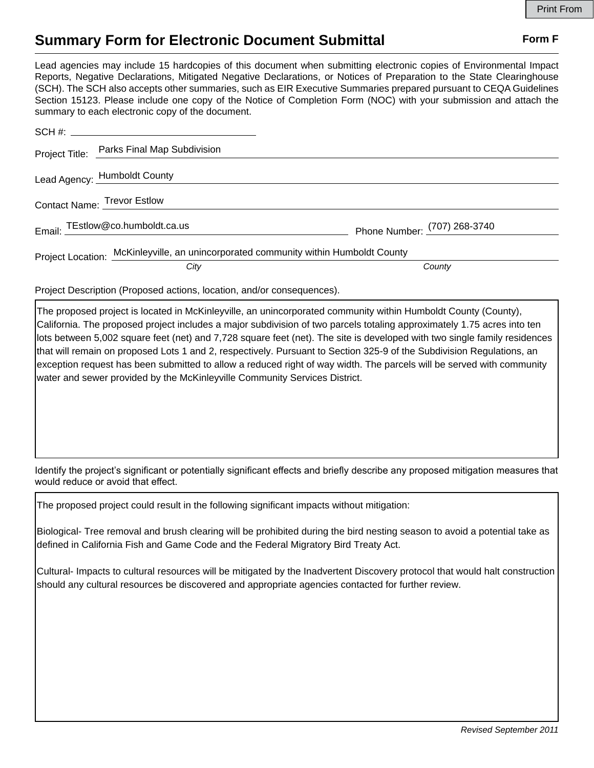# Summary Form for Electronic Document Submittal

**Form F**

Lead agencies may include 15 hardcopies of this document when submitting electronic copies of Environmental Impact Reports, Negative Declarations, Mitigated Negative Declarations, or Notices of Preparation to the State Clearinghouse (SCH). The SCH also accepts other summaries, such as EIR Executive Summaries prepared pursuant to CEQA Guidelines Section 15123. Please include one copy of the Notice of Completion Form (NOC) with your submission and attach the summary to each electronic copy of the document.

SCH #: 

Project Title: Parks Final Map Subdivision

Lead Agency: Humboldt County

Contact Name: Trevor Estlow

Email: TEstlow@co.humboldt.ca.us Phone Number: (707) 268-3740

Project Location: McKinleyville, an unincorporated community within Humboldt County
*City* *County*

Project Description (Proposed actions, location, and/or consequences).

The proposed project is located in McKinleyville, an unincorporated community within Humboldt County (County), California. The proposed project includes a major subdivision of two parcels totaling approximately 1.75 acres into ten lots between 5,002 square feet (net) and 7,728 square feet (net). The site is developed with two single family residences that will remain on proposed Lots 1 and 2, respectively. Pursuant to Section 325-9 of the Subdivision Regulations, an exception request has been submitted to allow a reduced right of way width. The parcels will be served with community water and sewer provided by the McKinleyville Community Services District.

Identify the project's significant or potentially significant effects and briefly describe any proposed mitigation measures that would reduce or avoid that effect.

The proposed project could result in the following significant impacts without mitigation:

Biological- Tree removal and brush clearing will be prohibited during the bird nesting season to avoid a potential take as defined in California Fish and Game Code and the Federal Migratory Bird Treaty Act.

Cultural- Impacts to cultural resources will be mitigated by the Inadvertent Discovery protocol that would halt construction should any cultural resources be discovered and appropriate agencies contacted for further review.

*Revised September 2011*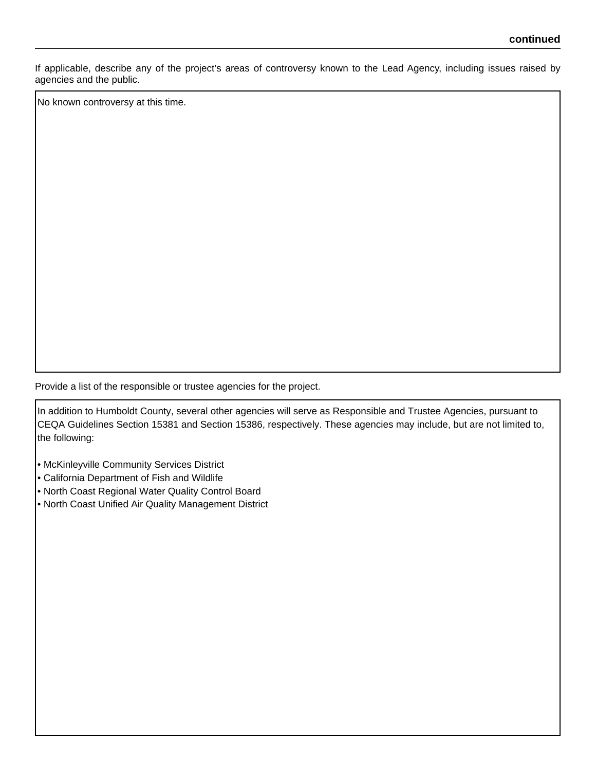If applicable, describe any of the project's areas of controversy known to the Lead Agency, including issues raised by agencies and the public.

No known controversy at this time.

Provide a list of the responsible or trustee agencies for the project.

In addition to Humboldt County, several other agencies will serve as Responsible and Trustee Agencies, pursuant to CEQA Guidelines Section 15381 and Section 15386, respectively. These agencies may include, but are not limited to, the following:

- McKinleyville Community Services District
- California Department of Fish and Wildlife
- North Coast Regional Water Quality Control Board
- North Coast Unified Air Quality Management District